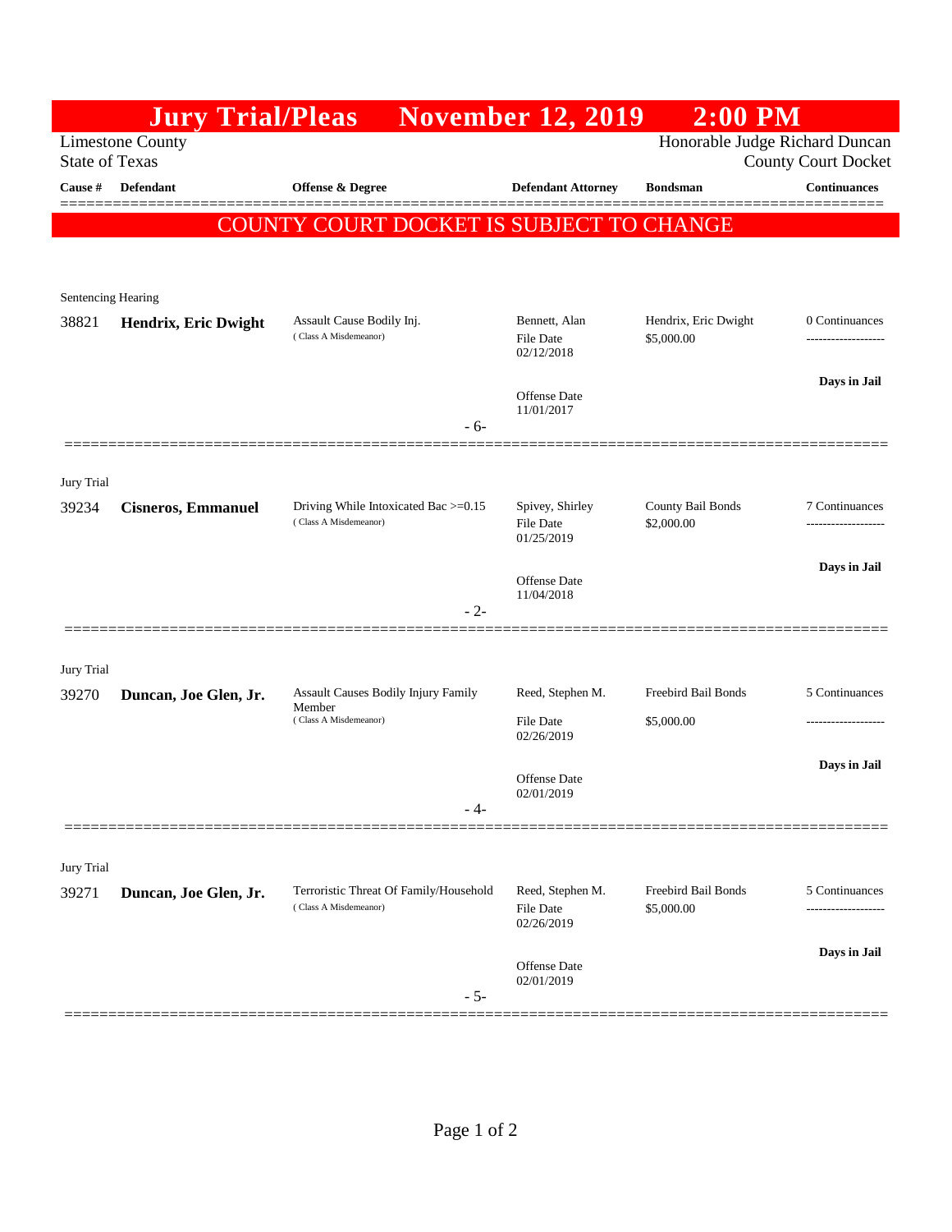# Jury Trial/Pleas November 12, 2019 2:00 PM

Limestone County
State of Texas

Honorable Judge Richard Duncan
County Court Docket

| Cause # | Defendant | Offense & Degree | Defendant Attorney | Bondsman | Continuances |
|---|---|---|---|---|---|

## COUNTY COURT DOCKET IS SUBJECT TO CHANGE

Sentencing Hearing

| Cause # | Defendant | Offense & Degree | Defendant Attorney | Bondsman | Continuances |
|---|---|---|---|---|---|
| 38821 | **Hendrix, Eric Dwight** | Assault Cause Bodily Inj. (Class A Misdemeanor) | Bennett, Alan<br>File Date 02/12/2018<br>Offense Date 11/01/2017 | Hendrix, Eric Dwight<br>$5,000.00 | 0 Continuances<br>-------------------<br>**Days in Jail** |

- 6-

Jury Trial

| Cause # | Defendant | Offense & Degree | Defendant Attorney | Bondsman | Continuances |
|---|---|---|---|---|---|
| 39234 | **Cisneros, Emmanuel** | Driving While Intoxicated Bac >=0.15 (Class A Misdemeanor) | Spivey, Shirley<br>File Date 01/25/2019<br>Offense Date 11/04/2018 | County Bail Bonds<br>$2,000.00 | 7 Continuances<br>-------------------<br>**Days in Jail** |

- 2-

Jury Trial

| Cause # | Defendant | Offense & Degree | Defendant Attorney | Bondsman | Continuances |
|---|---|---|---|---|---|
| 39270 | **Duncan, Joe Glen, Jr.** | Assault Causes Bodily Injury Family Member (Class A Misdemeanor) | Reed, Stephen M.<br>File Date 02/26/2019<br>Offense Date 02/01/2019 | Freebird Bail Bonds<br>$5,000.00 | 5 Continuances<br>-------------------<br>**Days in Jail** |

- 4-

Jury Trial

| Cause # | Defendant | Offense & Degree | Defendant Attorney | Bondsman | Continuances |
|---|---|---|---|---|---|
| 39271 | **Duncan, Joe Glen, Jr.** | Terroristic Threat Of Family/Household (Class A Misdemeanor) | Reed, Stephen M.<br>File Date 02/26/2019<br>Offense Date 02/01/2019 | Freebird Bail Bonds<br>$5,000.00 | 5 Continuances<br>-------------------<br>**Days in Jail** |

- 5-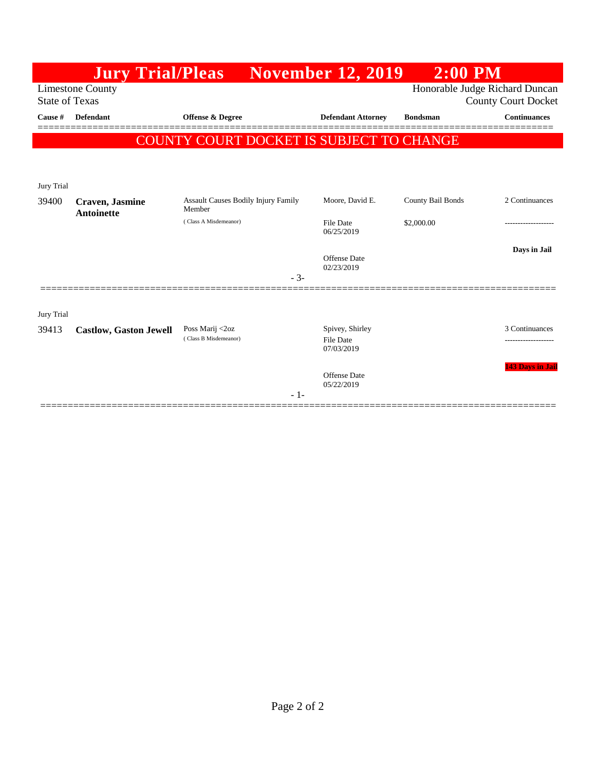# Jury Trial/Pleas November 12, 2019 2:00 PM

Limestone County
State of Texas

Honorable Judge Richard Duncan
County Court Docket

| Cause # | Defendant | Offense & Degree | Defendant Attorney | Bondsman | Continuances |
|---|---|---|---|---|---|

## COUNTY COURT DOCKET IS SUBJECT TO CHANGE

Jury Trial

| Cause # | Defendant | Offense & Degree | Defendant Attorney | Bondsman | Continuances |
|---|---|---|---|---|---|
| 39400 | **Craven, Jasmine Antoinette** | Assault Causes Bodily Injury Family Member ( Class A Misdemeanor) | Moore, David E. File Date 06/25/2019 Offense Date 02/23/2019 | County Bail Bonds $2,000.00 | 2 Continuances ------------------- **Days in Jail** |

- 3-

Jury Trial

| Cause # | Defendant | Offense & Degree | Defendant Attorney | Bondsman | Continuances |
|---|---|---|---|---|---|
| 39413 | **Castlow, Gaston Jewell** | Poss Marij <2oz ( Class B Misdemeanor) | Spivey, Shirley File Date 07/03/2019 Offense Date 05/22/2019 | | 3 Continuances ------------------- **143 Days in Jail** |

- 1-